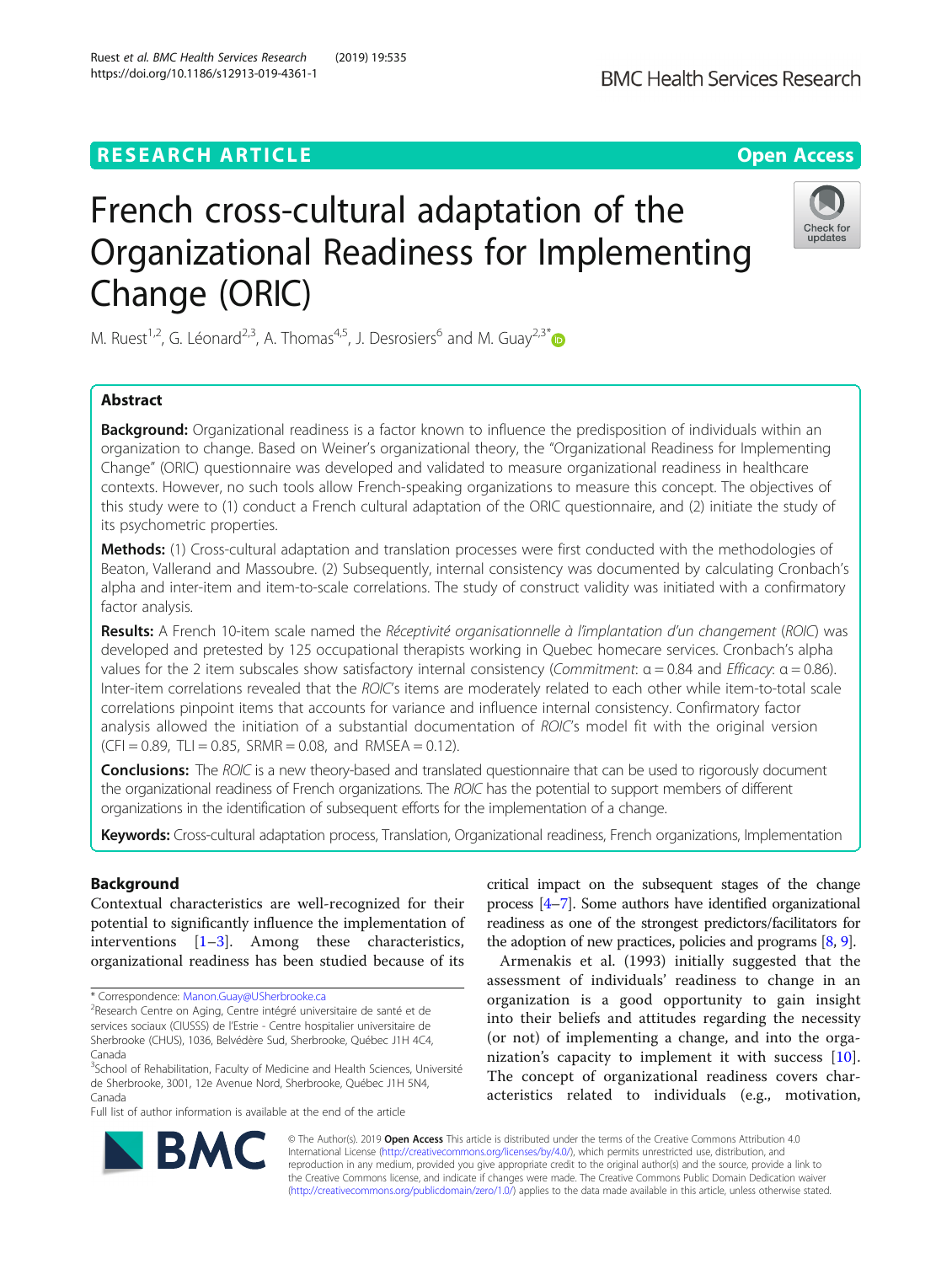**RESEARCH ARTICLE** **Open Access**

# French cross-cultural adaptation of the Organizational Readiness for Implementing Change (ORIC)

M. Ruest[1,2], G. Léonard[2,3], A. Thomas[4,5], J. Desrosiers[6] and M. Guay[2,3*]

## Abstract

**Background:** Organizational readiness is a factor known to influence the predisposition of individuals within an organization to change. Based on Weiner's organizational theory, the "Organizational Readiness for Implementing Change" (ORIC) questionnaire was developed and validated to measure organizational readiness in healthcare contexts. However, no such tools allow French-speaking organizations to measure this concept. The objectives of this study were to (1) conduct a French cultural adaptation of the ORIC questionnaire, and (2) initiate the study of its psychometric properties.

**Methods:** (1) Cross-cultural adaptation and translation processes were first conducted with the methodologies of Beaton, Vallerand and Massoubre. (2) Subsequently, internal consistency was documented by calculating Cronbach's alpha and inter-item and item-to-scale correlations. The study of construct validity was initiated with a confirmatory factor analysis.

**Results:** A French 10-item scale named the *Réceptivité organisationnelle à l'implantation d'un changement* (*ROIC*) was developed and pretested by 125 occupational therapists working in Quebec homecare services. Cronbach's alpha values for the 2 item subscales show satisfactory internal consistency (*Commitment*: α = 0.84 and *Efficacy*: α = 0.86). Inter-item correlations revealed that the *ROIC*'s items are moderately related to each other while item-to-total scale correlations pinpoint items that accounts for variance and influence internal consistency. Confirmatory factor analysis allowed the initiation of a substantial documentation of *ROIC*'s model fit with the original version (CFI = 0.89, TLI = 0.85, SRMR = 0.08, and RMSEA = 0.12).

**Conclusions:** The *ROIC* is a new theory-based and translated questionnaire that can be used to rigorously document the organizational readiness of French organizations. The *ROIC* has the potential to support members of different organizations in the identification of subsequent efforts for the implementation of a change.

**Keywords:** Cross-cultural adaptation process, Translation, Organizational readiness, French organizations, Implementation

## Background

Contextual characteristics are well-recognized for their potential to significantly influence the implementation of interventions [1–3]. Among these characteristics, organizational readiness has been studied because of its critical impact on the subsequent stages of the change process [4–7]. Some authors have identified organizational readiness as one of the strongest predictors/facilitators for the adoption of new practices, policies and programs [8, 9].

Armenakis et al. (1993) initially suggested that the assessment of individuals' readiness to change in an organization is a good opportunity to gain insight into their beliefs and attitudes regarding the necessity (or not) of implementing a change, and into the organization's capacity to implement it with success [10]. The concept of organizational readiness covers characteristics related to individuals (e.g., motivation,

\* Correspondence: Manon.Guay@USherbrooke.ca

[2]Research Centre on Aging, Centre intégré universitaire de santé et de services sociaux (CIUSSS) de l'Estrie - Centre hospitalier universitaire de Sherbrooke (CHUS), 1036, Belvédère Sud, Sherbrooke, Québec J1H 4C4, Canada

[3]School of Rehabilitation, Faculty of Medicine and Health Sciences, Université de Sherbrooke, 3001, 12e Avenue Nord, Sherbrooke, Québec J1H 5N4, Canada

Full list of author information is available at the end of the article

© The Author(s). 2019 **Open Access** This article is distributed under the terms of the Creative Commons Attribution 4.0 International License (http://creativecommons.org/licenses/by/4.0/), which permits unrestricted use, distribution, and reproduction in any medium, provided you give appropriate credit to the original author(s) and the source, provide a link to the Creative Commons license, and indicate if changes were made. The Creative Commons Public Domain Dedication waiver (http://creativecommons.org/publicdomain/zero/1.0/) applies to the data made available in this article, unless otherwise stated.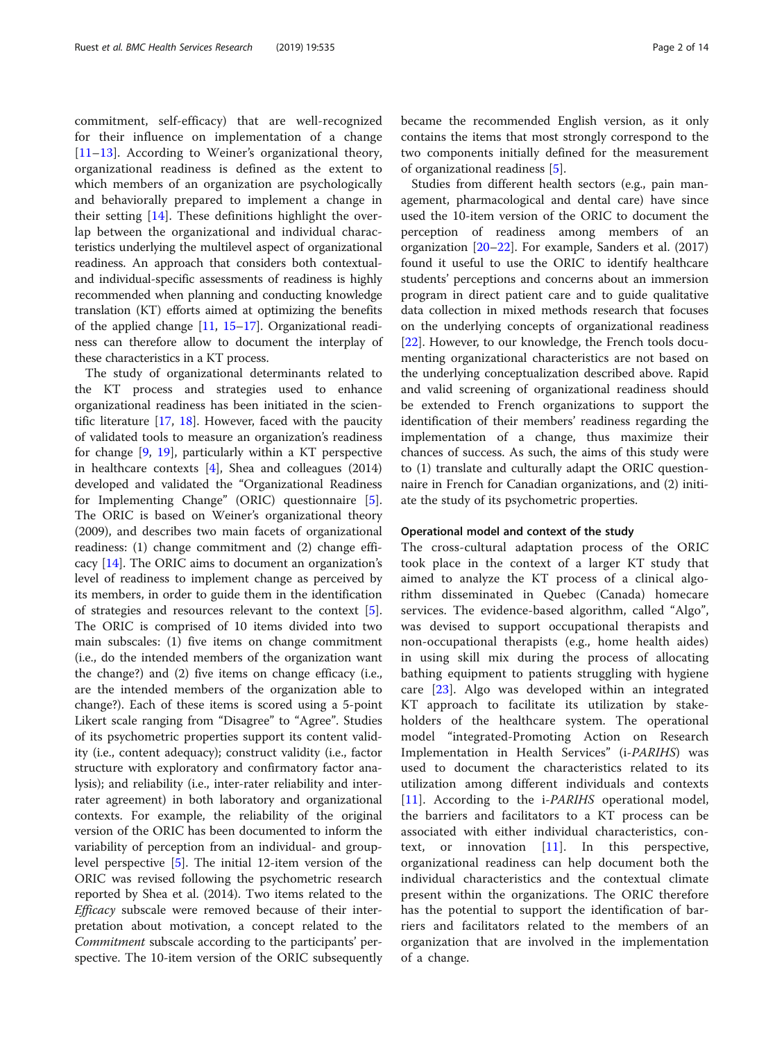commitment, self-efficacy) that are well-recognized for their influence on implementation of a change [11–13]. According to Weiner's organizational theory, organizational readiness is defined as the extent to which members of an organization are psychologically and behaviorally prepared to implement a change in their setting [14]. These definitions highlight the overlap between the organizational and individual characteristics underlying the multilevel aspect of organizational readiness. An approach that considers both contextual- and individual-specific assessments of readiness is highly recommended when planning and conducting knowledge translation (KT) efforts aimed at optimizing the benefits of the applied change [11, 15–17]. Organizational readiness can therefore allow to document the interplay of these characteristics in a KT process.

The study of organizational determinants related to the KT process and strategies used to enhance organizational readiness has been initiated in the scientific literature [17, 18]. However, faced with the paucity of validated tools to measure an organization's readiness for change [9, 19], particularly within a KT perspective in healthcare contexts [4], Shea and colleagues (2014) developed and validated the "Organizational Readiness for Implementing Change" (ORIC) questionnaire [5]. The ORIC is based on Weiner's organizational theory (2009), and describes two main facets of organizational readiness: (1) change commitment and (2) change efficacy [14]. The ORIC aims to document an organization's level of readiness to implement change as perceived by its members, in order to guide them in the identification of strategies and resources relevant to the context [5]. The ORIC is comprised of 10 items divided into two main subscales: (1) five items on change commitment (i.e., do the intended members of the organization want the change?) and (2) five items on change efficacy (i.e., are the intended members of the organization able to change?). Each of these items is scored using a 5-point Likert scale ranging from "Disagree" to "Agree". Studies of its psychometric properties support its content validity (i.e., content adequacy); construct validity (i.e., factor structure with exploratory and confirmatory factor analysis); and reliability (i.e., inter-rater reliability and inter-rater agreement) in both laboratory and organizational contexts. For example, the reliability of the original version of the ORIC has been documented to inform the variability of perception from an individual- and group-level perspective [5]. The initial 12-item version of the ORIC was revised following the psychometric research reported by Shea et al. (2014). Two items related to the *Efficacy* subscale were removed because of their interpretation about motivation, a concept related to the *Commitment* subscale according to the participants' perspective. The 10-item version of the ORIC subsequently became the recommended English version, as it only contains the items that most strongly correspond to the two components initially defined for the measurement of organizational readiness [5].

Studies from different health sectors (e.g., pain management, pharmacological and dental care) have since used the 10-item version of the ORIC to document the perception of readiness among members of an organization [20–22]. For example, Sanders et al. (2017) found it useful to use the ORIC to identify healthcare students' perceptions and concerns about an immersion program in direct patient care and to guide qualitative data collection in mixed methods research that focuses on the underlying concepts of organizational readiness [22]. However, to our knowledge, the French tools documenting organizational characteristics are not based on the underlying conceptualization described above. Rapid and valid screening of organizational readiness should be extended to French organizations to support the identification of their members' readiness regarding the implementation of a change, thus maximize their chances of success. As such, the aims of this study were to (1) translate and culturally adapt the ORIC questionnaire in French for Canadian organizations, and (2) initiate the study of its psychometric properties.

### Operational model and context of the study

The cross-cultural adaptation process of the ORIC took place in the context of a larger KT study that aimed to analyze the KT process of a clinical algorithm disseminated in Quebec (Canada) homecare services. The evidence-based algorithm, called "Algo", was devised to support occupational therapists and non-occupational therapists (e.g., home health aides) in using skill mix during the process of allocating bathing equipment to patients struggling with hygiene care [23]. Algo was developed within an integrated KT approach to facilitate its utilization by stakeholders of the healthcare system. The operational model "integrated-Promoting Action on Research Implementation in Health Services" (i-*PARIHS*) was used to document the characteristics related to its utilization among different individuals and contexts [11]. According to the i-*PARIHS* operational model, the barriers and facilitators to a KT process can be associated with either individual characteristics, context, or innovation [11]. In this perspective, organizational readiness can help document both the individual characteristics and the contextual climate present within the organizations. The ORIC therefore has the potential to support the identification of barriers and facilitators related to the members of an organization that are involved in the implementation of a change.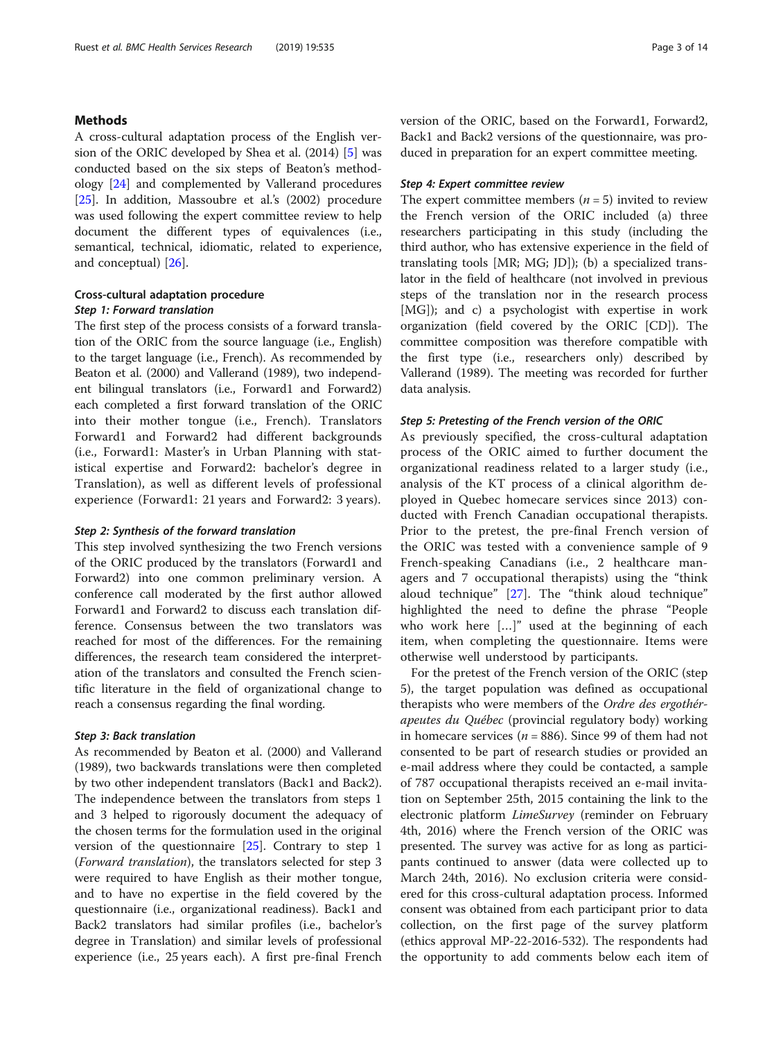## Methods

A cross-cultural adaptation process of the English version of the ORIC developed by Shea et al. (2014) [5] was conducted based on the six steps of Beaton's methodology [24] and complemented by Vallerand procedures [25]. In addition, Massoubre et al.'s (2002) procedure was used following the expert committee review to help document the different types of equivalences (i.e., semantical, technical, idiomatic, related to experience, and conceptual) [26].

### Cross-cultural adaptation procedure

#### Step 1: Forward translation

The first step of the process consists of a forward translation of the ORIC from the source language (i.e., English) to the target language (i.e., French). As recommended by Beaton et al. (2000) and Vallerand (1989), two independent bilingual translators (i.e., Forward1 and Forward2) each completed a first forward translation of the ORIC into their mother tongue (i.e., French). Translators Forward1 and Forward2 had different backgrounds (i.e., Forward1: Master's in Urban Planning with statistical expertise and Forward2: bachelor's degree in Translation), as well as different levels of professional experience (Forward1: 21 years and Forward2: 3 years).

#### Step 2: Synthesis of the forward translation

This step involved synthesizing the two French versions of the ORIC produced by the translators (Forward1 and Forward2) into one common preliminary version. A conference call moderated by the first author allowed Forward1 and Forward2 to discuss each translation difference. Consensus between the two translators was reached for most of the differences. For the remaining differences, the research team considered the interpretation of the translators and consulted the French scientific literature in the field of organizational change to reach a consensus regarding the final wording.

#### Step 3: Back translation

As recommended by Beaton et al. (2000) and Vallerand (1989), two backwards translations were then completed by two other independent translators (Back1 and Back2). The independence between the translators from steps 1 and 3 helped to rigorously document the adequacy of the chosen terms for the formulation used in the original version of the questionnaire [25]. Contrary to step 1 (*Forward translation*), the translators selected for step 3 were required to have English as their mother tongue, and to have no expertise in the field covered by the questionnaire (i.e., organizational readiness). Back1 and Back2 translators had similar profiles (i.e., bachelor's degree in Translation) and similar levels of professional experience (i.e., 25 years each). A first pre-final French version of the ORIC, based on the Forward1, Forward2, Back1 and Back2 versions of the questionnaire, was produced in preparation for an expert committee meeting.

#### Step 4: Expert committee review

The expert committee members ($n = 5$) invited to review the French version of the ORIC included (a) three researchers participating in this study (including the third author, who has extensive experience in the field of translating tools [MR; MG; JD]); (b) a specialized translator in the field of healthcare (not involved in previous steps of the translation nor in the research process [MG]); and c) a psychologist with expertise in work organization (field covered by the ORIC [CD]). The committee composition was therefore compatible with the first type (i.e., researchers only) described by Vallerand (1989). The meeting was recorded for further data analysis.

#### Step 5: Pretesting of the French version of the ORIC

As previously specified, the cross-cultural adaptation process of the ORIC aimed to further document the organizational readiness related to a larger study (i.e., analysis of the KT process of a clinical algorithm deployed in Quebec homecare services since 2013) conducted with French Canadian occupational therapists. Prior to the pretest, the pre-final French version of the ORIC was tested with a convenience sample of 9 French-speaking Canadians (i.e., 2 healthcare managers and 7 occupational therapists) using the "think aloud technique" [27]. The "think aloud technique" highlighted the need to define the phrase "People who work here […]" used at the beginning of each item, when completing the questionnaire. Items were otherwise well understood by participants.

For the pretest of the French version of the ORIC (step 5), the target population was defined as occupational therapists who were members of the *Ordre des ergothérapeutes du Québec* (provincial regulatory body) working in homecare services ($n = 886$). Since 99 of them had not consented to be part of research studies or provided an e-mail address where they could be contacted, a sample of 787 occupational therapists received an e-mail invitation on September 25th, 2015 containing the link to the electronic platform *LimeSurvey* (reminder on February 4th, 2016) where the French version of the ORIC was presented. The survey was active for as long as participants continued to answer (data were collected up to March 24th, 2016). No exclusion criteria were considered for this cross-cultural adaptation process. Informed consent was obtained from each participant prior to data collection, on the first page of the survey platform (ethics approval MP-22-2016-532). The respondents had the opportunity to add comments below each item of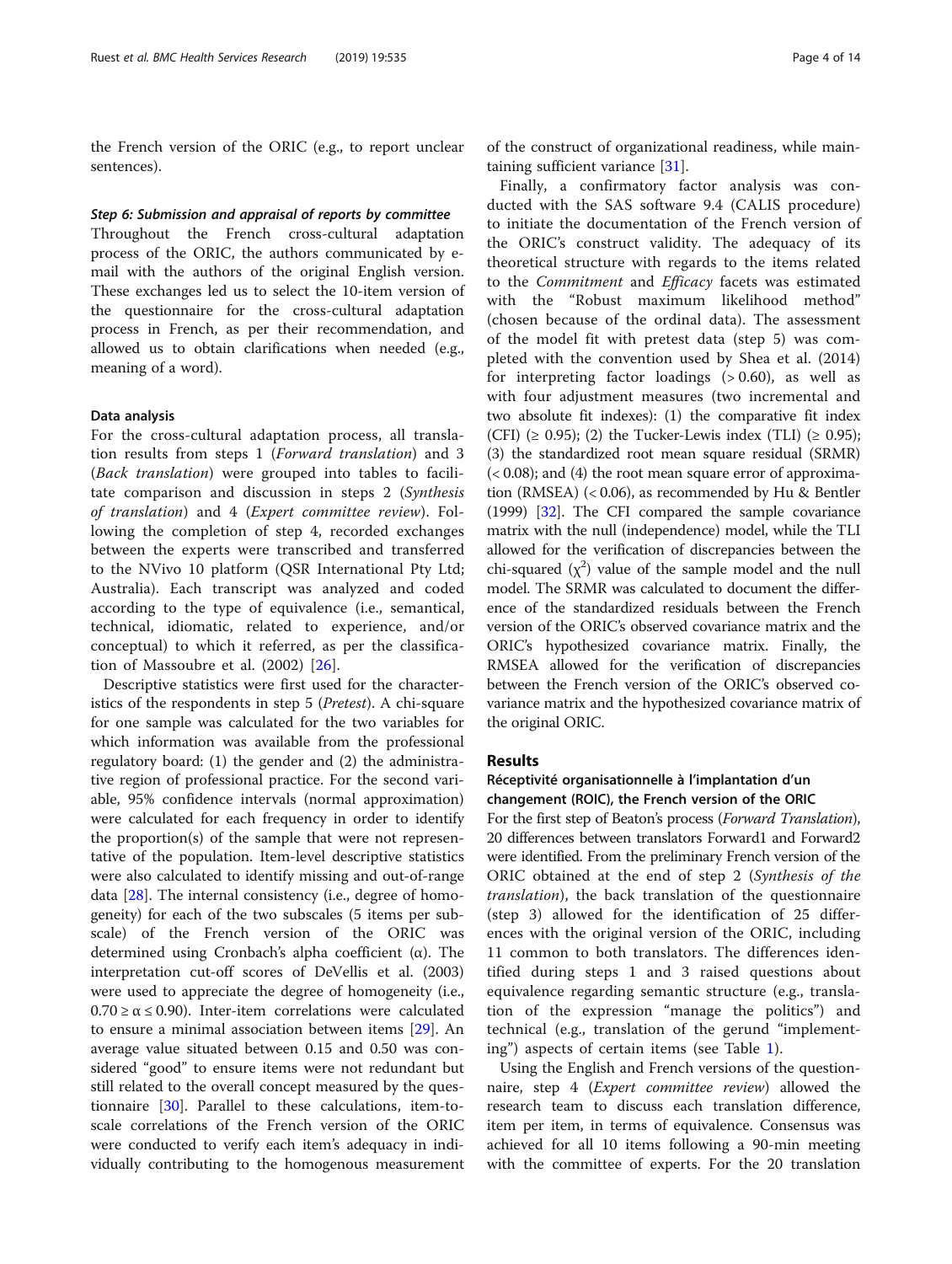the French version of the ORIC (e.g., to report unclear sentences).

#### *Step 6: Submission and appraisal of reports by committee*

Throughout the French cross-cultural adaptation process of the ORIC, the authors communicated by e-mail with the authors of the original English version. These exchanges led us to select the 10-item version of the questionnaire for the cross-cultural adaptation process in French, as per their recommendation, and allowed us to obtain clarifications when needed (e.g., meaning of a word).

### Data analysis

For the cross-cultural adaptation process, all translation results from steps 1 (*Forward translation*) and 3 (*Back translation*) were grouped into tables to facilitate comparison and discussion in steps 2 (*Synthesis of translation*) and 4 (*Expert committee review*). Following the completion of step 4, recorded exchanges between the experts were transcribed and transferred to the NVivo 10 platform (QSR International Pty Ltd; Australia). Each transcript was analyzed and coded according to the type of equivalence (i.e., semantical, technical, idiomatic, related to experience, and/or conceptual) to which it referred, as per the classification of Massoubre et al. (2002) [26].

Descriptive statistics were first used for the characteristics of the respondents in step 5 (*Pretest*). A chi-square for one sample was calculated for the two variables for which information was available from the professional regulatory board: (1) the gender and (2) the administrative region of professional practice. For the second variable, 95% confidence intervals (normal approximation) were calculated for each frequency in order to identify the proportion(s) of the sample that were not representative of the population. Item-level descriptive statistics were also calculated to identify missing and out-of-range data [28]. The internal consistency (i.e., degree of homogeneity) for each of the two subscales (5 items per subscale) of the French version of the ORIC was determined using Cronbach's alpha coefficient (α). The interpretation cut-off scores of DeVellis et al. (2003) were used to appreciate the degree of homogeneity (i.e., $0.70 \geq \alpha \leq 0.90$). Inter-item correlations were calculated to ensure a minimal association between items [29]. An average value situated between 0.15 and 0.50 was considered "good" to ensure items were not redundant but still related to the overall concept measured by the questionnaire [30]. Parallel to these calculations, item-to-scale correlations of the French version of the ORIC were conducted to verify each item's adequacy in individually contributing to the homogenous measurement of the construct of organizational readiness, while maintaining sufficient variance [31].

Finally, a confirmatory factor analysis was conducted with the SAS software 9.4 (CALIS procedure) to initiate the documentation of the French version of the ORIC's construct validity. The adequacy of its theoretical structure with regards to the items related to the *Commitment* and *Efficacy* facets was estimated with the "Robust maximum likelihood method" (chosen because of the ordinal data). The assessment of the model fit with pretest data (step 5) was completed with the convention used by Shea et al. (2014) for interpreting factor loadings (> 0.60), as well as with four adjustment measures (two incremental and two absolute fit indexes): (1) the comparative fit index (CFI) (≥ 0.95); (2) the Tucker-Lewis index (TLI) (≥ 0.95); (3) the standardized root mean square residual (SRMR) (< 0.08); and (4) the root mean square error of approximation (RMSEA) (< 0.06), as recommended by Hu & Bentler (1999) [32]. The CFI compared the sample covariance matrix with the null (independence) model, while the TLI allowed for the verification of discrepancies between the chi-squared ($\chi^2$) value of the sample model and the null model. The SRMR was calculated to document the difference of the standardized residuals between the French version of the ORIC's observed covariance matrix and the ORIC's hypothesized covariance matrix. Finally, the RMSEA allowed for the verification of discrepancies between the French version of the ORIC's observed covariance matrix and the hypothesized covariance matrix of the original ORIC.

## Results

### Réceptivité organisationnelle à l'implantation d'un changement (ROIC), the French version of the ORIC

For the first step of Beaton's process (*Forward Translation*), 20 differences between translators Forward1 and Forward2 were identified. From the preliminary French version of the ORIC obtained at the end of step 2 (*Synthesis of the translation*), the back translation of the questionnaire (step 3) allowed for the identification of 25 differences with the original version of the ORIC, including 11 common to both translators. The differences identified during steps 1 and 3 raised questions about equivalence regarding semantic structure (e.g., translation of the expression "manage the politics") and technical (e.g., translation of the gerund "implementing") aspects of certain items (see Table 1).

Using the English and French versions of the questionnaire, step 4 (*Expert committee review*) allowed the research team to discuss each translation difference, item per item, in terms of equivalence. Consensus was achieved for all 10 items following a 90-min meeting with the committee of experts. For the 20 translation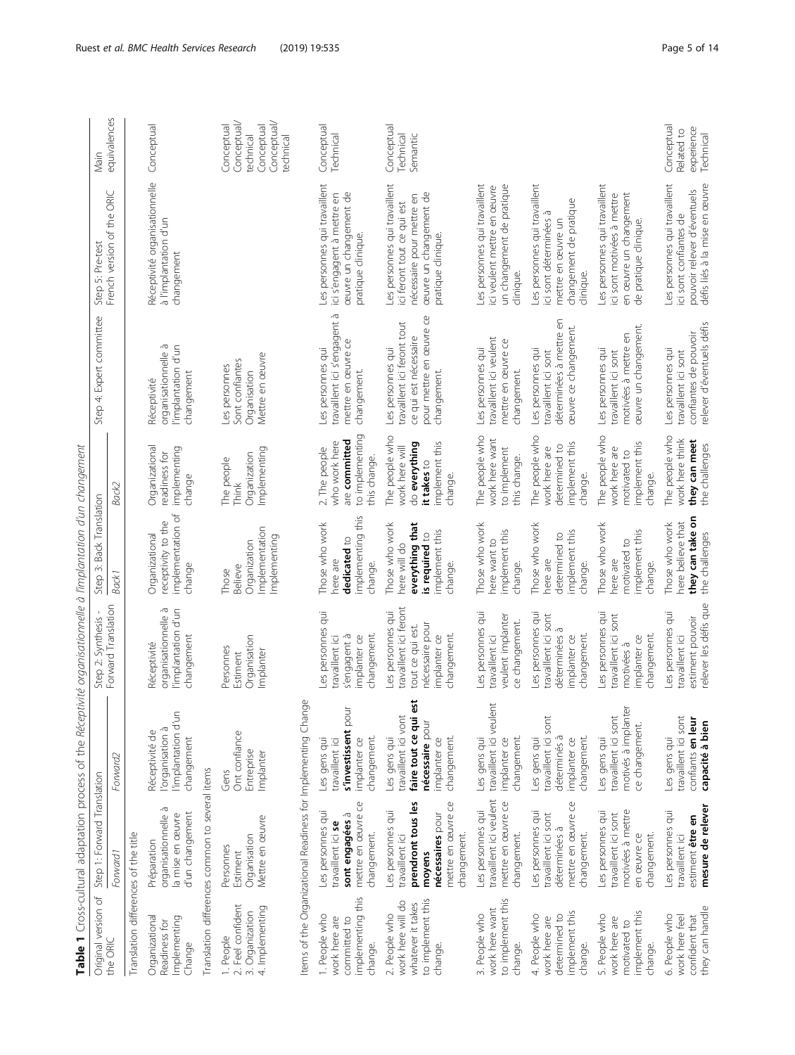**Table 1** Cross-cultural adaptation process of the *Réceptivité organisationnelle à l'implantation d'un changement*

| Original version of the ORIC | Step 1: Forward Translation | | Step 2: Synthesis – Forward Translation | Step 3: Back Translation | | Step 4: Expert committee | Step 5: Pre-test French version of the ORIC | Main equivalences |
|---|---|---|---|---|---|---|---|---|
| | *Forward1* | *Forward2* | | *Back1* | *Back2* | | | |
| Translation differences of the title | | | | | | | | |
| Organizational Readiness for Implementing Change | Préparation organisationnelle à la mise en œuvre d'un changement | Réceptivité de l'organisation à l'implantation d'un changement | Réceptivité organisationnelle à l'implantation d'un changement | Organizational receptivity to the implementation of change | Organizational readiness for implementing change | Réceptivité organisationnelle à l'implantation d'un changement | Réceptivité organisationnelle à l'implantation d'un changement | Conceptual |
| Translation differences common to several items | | | | | | | | |
| 1. People<br>2. Feel confident<br>3. Organization<br>4. Implementing | Personnes<br>Estiment<br>Organisation<br>Mettre en œuvre | Gens<br>Ont confiance<br>Entreprise<br>Implanter | Personnes<br>Estiment<br>Organisation<br>Implanter | Those<br>Believe<br>Organization<br>Implementation<br>Implementing | The people<br>Think<br>Organization<br>Implementing | Les personnes<br>Sont confiantes<br>Organisation<br>Mettre en œuvre | | Conceptual<br>Conceptual/technical<br>Conceptual<br>Conceptual/technical |
| Items of the Organizational Readiness for Implementing Change | | | | | | | | |
| 1. People who work here are committed to implementing this change. | Les personnes qui travaillent ici **se sont engagées** à mettre en œuvre ce changement. | Les gens qui travaillent ici **s'investissent** pour implanter ce changement. | Les personnes qui travaillent ici s'engagent à implanter ce changement. | Those who work here are **dedicated** to implementing this change. | 2. The people who work here are **committed** to implementing this change. | Les personnes qui travaillent ici s'engagent à mettre en œuvre ce changement. | Les personnes qui travaillent ici s'engagent à mettre en œuvre un changement de pratique clinique. | Conceptual<br>Technical |
| 2. People who work here will do whatever it takes to implement this change. | Les personnes qui travaillent ici **prendront tous les moyens nécessaires** pour mettre en œuvre ce changement. | Les gens qui travaillent ici vont **faire tout ce qui est nécessaire** pour implanter ce changement. | Les personnes qui travaillent ici feront tout ce qui est nécessaire pour implanter ce changement. | Those who work here will do **everything that is required** to implement this change. | The people who work here will do **everything it takes** to implement this change. | Les personnes qui travaillent ici feront tout ce qui est nécessaire pour mettre en œuvre ce changement. | Les personnes qui travaillent ici feront tout ce qui est nécessaire pour mettre en œuvre un changement de pratique clinique. | Conceptual<br>Technical<br>Semantic |
| 3. People who work want to implement this change. | Les personnes qui travaillent ici veulent mettre en œuvre ce changement. | Les gens qui travaillent ici veulent implanter ce changement. | Les personnes qui travaillent ici veulent implanter ce changement. | Those who work here want to implement this change. | The people who work here want to implement this change. | Les personnes qui travaillent ici veulent mettre en œuvre ce changement. | Les personnes qui travaillent ici veulent mettre en œuvre un changement de pratique clinique. | |
| 4. People who work here are determined to implement this change. | Les personnes qui travaillent ici sont déterminées à mettre en œuvre ce changement. | Les gens qui travaillent ici sont déterminés à implanter ce changement. | Les personnes qui travaillent ici sont déterminées à implanter ce changement. | Those who work here are determined to implement this change. | The people who work here are determined to implement this change. | Les personnes qui travaillent ici sont déterminées à mettre en œuvre ce changement. | Les personnes qui travaillent ici sont déterminées à mettre en œuvre un changement de pratique clinique. | |
| 5. People who work here are motivated to implement this change. | Les personnes qui travaillent ici sont motivées à mettre en œuvre ce changement. | Les gens qui travaillent ici sont motivés à implanter ce changement. | Les personnes qui travaillent ici sont motivées à implanter ce changement. | Those who work here are motivated to implement this change. | The people who work here are motivated to implement this change. | Les personnes qui travaillent ici sont motivées à mettre en œuvre un changement. | Les personnes qui travaillent ici sont motivées à mettre en œuvre un changement de pratique clinique. | |
| 6. People who work here feel confident that they can handle | Les personnes qui travaillent ici estiment **être en mesure de relever** | Les gens qui travaillent ici sont confiants **en leur capacité à bien** | Les personnes qui travaillent ici estiment pouvoir relever les défis que | Those who work here believe that **they can take on** the challenges | The people who work here think **they can meet** the challenges | Les personnes qui travaillent ici sont confiantes de pouvoir relever d'éventuels défis | Les personnes qui travaillent ici sont confiantes de pouvoir relever d'éventuels défis liés à la mise en œuvre | Conceptual<br>Related to experience<br>Technical |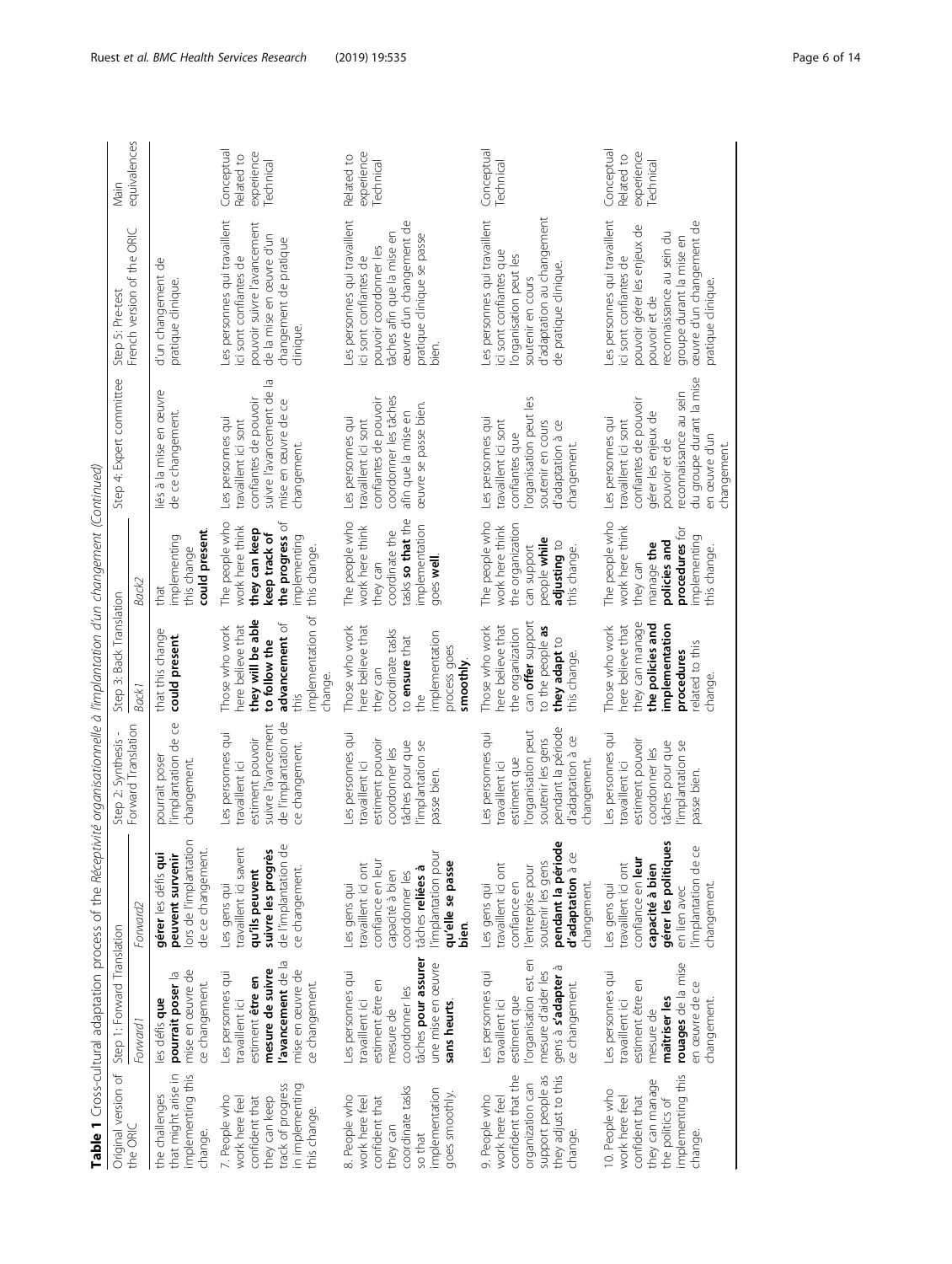**Table 1** Cross-cultural adaptation process of the *Réceptivité organisationnelle à l'implantation d'un changement* (Continued)

| Original version of the ORIC | Step 1: Forward Translation | | Step 2: Synthesis – Forward Translation | Step 3: Back Translation | | Step 4: Expert committee | Step 5: Pre-test French version of the ORIC | Main equivalences |
|---|---|---|---|---|---|---|---|---|
| | *Forward1* | *Forward2* | | *Back1* | *Back2* | | | |
| the challenges that might arise in implementing this change. | les défis **que pourrait poser** la mise en œuvre de ce changement. | **gérer** les défis **qui peuvent survenir** lors de l'implantation de ce changement. | pourrait poser l'implantation de ce changement. | that this change **could present**. | that implementing this change **could present**. | liés à la mise en œuvre de ce changement. | d'un changement de pratique clinique. | |
| 7. People who work here feel confident that they can keep track of progress in implementing this change. | Les personnes qui travaillent ici estiment **être en mesure de suivre l'avancement** de la mise en œuvre de ce changement. | Les gens qui travaillent ici savent **qu'ils peuvent suivre les progrès** de l'implantation de ce changement. | Les personnes qui travaillent ici estiment pouvoir suivre l'avancement de l'implantation de ce changement. | Those who work here believe that **they will be able to follow the advancement** of this implementation of change. | The people who work here think **they can keep keep track of the progress** of implementing this change. | Les personnes qui travaillent ici sont confiantes de pouvoir suivre l'avancement de la mise en œuvre de ce changement. | Les personnes qui travaillent ici sont confiantes de pouvoir suivre l'avancement de la mise en œuvre d'un changement de pratique clinique. | Conceptual Related to experience Technical |
| 8. People who work here feel confident that they can coordinate tasks so that implementation goes smoothly. | Les personnes qui travaillent ici estiment être en mesure de coordonner les tâches **pour assurer** une mise en œuvre **sans heurts**. | Les gens qui travaillent ici ont confiance en leur capacité à bien coordonner les tâches **reliées à** l'implantation pour **qu'elle se passe bien**. | Les personnes qui travaillent ici estiment pouvoir coordonner les tâches pour que l'implantation se passe bien. | Those who work here believe that they can coordinate tasks to **ensure** that the implementation process goes **smoothly**. | The people who work here think they can coordinate the tasks **so that** the implementation goes **well**. | Les personnes qui travaillent ici sont confiantes de pouvoir coordonner les tâches afin que la mise en œuvre se passe bien. | Les personnes qui travaillent ici sont confiantes de pouvoir coordonner les tâches afin que la mise en œuvre d'un changement de pratique clinique se passe bien. | Related to experience Technical |
| 9. People who work here feel confident that the organization can support people as they adjust to this change. | Les personnes qui travaillent ici estiment que l'organisation est en mesure d'aider les gens à **s'adapter** à ce changement. | Les gens qui travaillent ici ont confiance en l'entreprise pour soutenir les gens **pendant la période d'adaptation** à ce changement. | Les personnes qui travaillent ici estiment que l'organisation peut soutenir les gens pendant la période d'adaptation à ce changement. | Those who work here believe that the organization can **offer** support to the people **as they adapt** to this change. | The people who work here think the organization can support people **while adjusting** to this change. | Les personnes qui travaillent ici sont confiantes que l'organisation peut les soutenir en cours d'adaptation à ce changement. | Les personnes qui travaillent ici sont confiantes que l'organisation peut les soutenir en cours d'adaptation au changement de pratique clinique. | Conceptual Technical |
| 10. People who work here feel confident that they can manage the politics of implementing this change. | Les personnes qui travaillent ici estiment être en mesure de **maîtriser les rouages** de la mise en œuvre de ce changement. | Les gens qui travaillent ici ont confiance en **leur capacité à bien gérer les politiques** en lien avec l'implantation de ce changement. | Les personnes qui travaillent ici estiment pouvoir coordonner les tâches pour que l'implantation se passe bien. | Those who work here believe that they can manage **the policies and implementation procedures** related to this change. | The people who work here think they can manage **the policies and procedures** for implementing this change. | Les personnes qui travaillent ici sont confiantes de pouvoir gérer les enjeux de pouvoir et de reconnaissance au sein du groupe durant la mise en œuvre d'un changement. | Les personnes qui travaillent ici sont confiantes de pouvoir gérer les enjeux de pouvoir et de reconnaissance au sein du groupe durant la mise en œuvre d'un changement de pratique clinique. | Conceptual Related to experience Technical |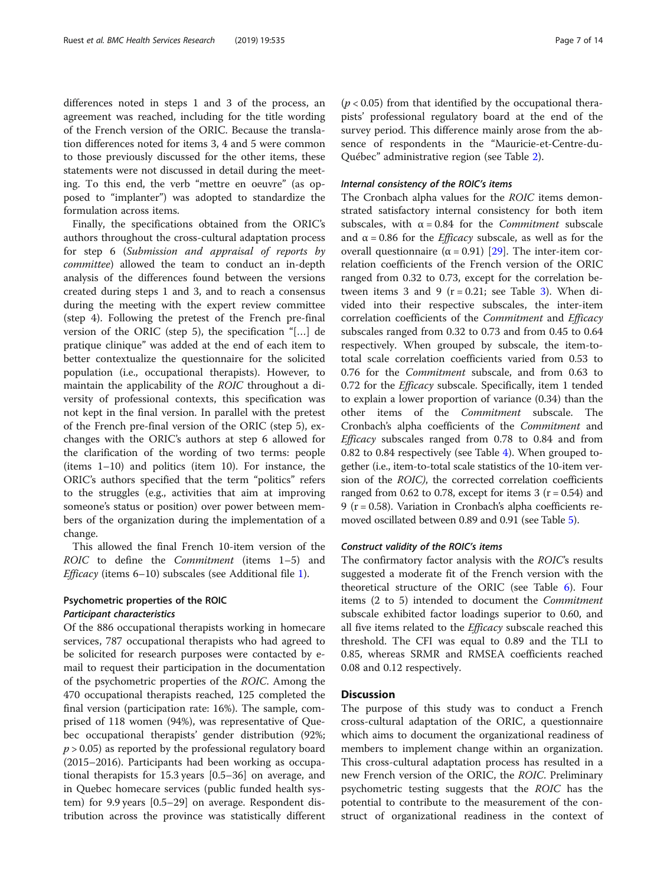differences noted in steps 1 and 3 of the process, an agreement was reached, including for the title wording of the French version of the ORIC. Because the translation differences noted for items 3, 4 and 5 were common to those previously discussed for the other items, these statements were not discussed in detail during the meeting. To this end, the verb "mettre en oeuvre" (as opposed to "implanter") was adopted to standardize the formulation across items.

Finally, the specifications obtained from the ORIC's authors throughout the cross-cultural adaptation process for step 6 (*Submission and appraisal of reports by committee*) allowed the team to conduct an in-depth analysis of the differences found between the versions created during steps 1 and 3, and to reach a consensus during the meeting with the expert review committee (step 4). Following the pretest of the French pre-final version of the ORIC (step 5), the specification "[…] de pratique clinique" was added at the end of each item to better contextualize the questionnaire for the solicited population (i.e., occupational therapists). However, to maintain the applicability of the *ROIC* throughout a diversity of professional contexts, this specification was not kept in the final version. In parallel with the pretest of the French pre-final version of the ORIC (step 5), exchanges with the ORIC's authors at step 6 allowed for the clarification of the wording of two terms: people (items 1–10) and politics (item 10). For instance, the ORIC's authors specified that the term "politics" refers to the struggles (e.g., activities that aim at improving someone's status or position) over power between members of the organization during the implementation of a change.

This allowed the final French 10-item version of the *ROIC* to define the *Commitment* (items 1–5) and *Efficacy* (items 6–10) subscales (see Additional file 1).

## Psychometric properties of the ROIC

### Participant characteristics

Of the 886 occupational therapists working in homecare services, 787 occupational therapists who had agreed to be solicited for research purposes were contacted by e-mail to request their participation in the documentation of the psychometric properties of the *ROIC*. Among the 470 occupational therapists reached, 125 completed the final version (participation rate: 16%). The sample, comprised of 118 women (94%), was representative of Quebec occupational therapists' gender distribution (92%; $p > 0.05$) as reported by the professional regulatory board (2015–2016). Participants had been working as occupational therapists for 15.3 years [0.5–36] on average, and in Quebec homecare services (public funded health system) for 9.9 years [0.5–29] on average. Respondent distribution across the province was statistically different ($p < 0.05$) from that identified by the occupational therapists' professional regulatory board at the end of the survey period. This difference mainly arose from the absence of respondents in the "Mauricie-et-Centre-du-Québec" administrative region (see Table 2).

### Internal consistency of the ROIC's items

The Cronbach alpha values for the *ROIC* items demonstrated satisfactory internal consistency for both item subscales, with $\alpha = 0.84$ for the *Commitment* subscale and $\alpha = 0.86$ for the *Efficacy* subscale, as well as for the overall questionnaire ($\alpha = 0.91$) [29]. The inter-item correlation coefficients of the French version of the ORIC ranged from 0.32 to 0.73, except for the correlation between items 3 and 9 ($r = 0.21$; see Table 3). When divided into their respective subscales, the inter-item correlation coefficients of the *Commitment* and *Efficacy* subscales ranged from 0.32 to 0.73 and from 0.45 to 0.64 respectively. When grouped by subscale, the item-to-total scale correlation coefficients varied from 0.53 to 0.76 for the *Commitment* subscale, and from 0.63 to 0.72 for the *Efficacy* subscale. Specifically, item 1 tended to explain a lower proportion of variance (0.34) than the other items of the *Commitment* subscale. The Cronbach's alpha coefficients of the *Commitment* and *Efficacy* subscales ranged from 0.78 to 0.84 and from 0.82 to 0.84 respectively (see Table 4). When grouped together (i.e., item-to-total scale statistics of the 10-item version of the *ROIC)*, the corrected correlation coefficients ranged from 0.62 to 0.78, except for items 3 ($r = 0.54$) and 9 ($r = 0.58$). Variation in Cronbach's alpha coefficients removed oscillated between 0.89 and 0.91 (see Table 5).

### Construct validity of the ROIC's items

The confirmatory factor analysis with the *ROIC*'s results suggested a moderate fit of the French version with the theoretical structure of the ORIC (see Table 6). Four items (2 to 5) intended to document the *Commitment* subscale exhibited factor loadings superior to 0.60, and all five items related to the *Efficacy* subscale reached this threshold. The CFI was equal to 0.89 and the TLI to 0.85, whereas SRMR and RMSEA coefficients reached 0.08 and 0.12 respectively.

## Discussion

The purpose of this study was to conduct a French cross-cultural adaptation of the ORIC, a questionnaire which aims to document the organizational readiness of members to implement change within an organization. This cross-cultural adaptation process has resulted in a new French version of the ORIC, the *ROIC*. Preliminary psychometric testing suggests that the *ROIC* has the potential to contribute to the measurement of the construct of organizational readiness in the context of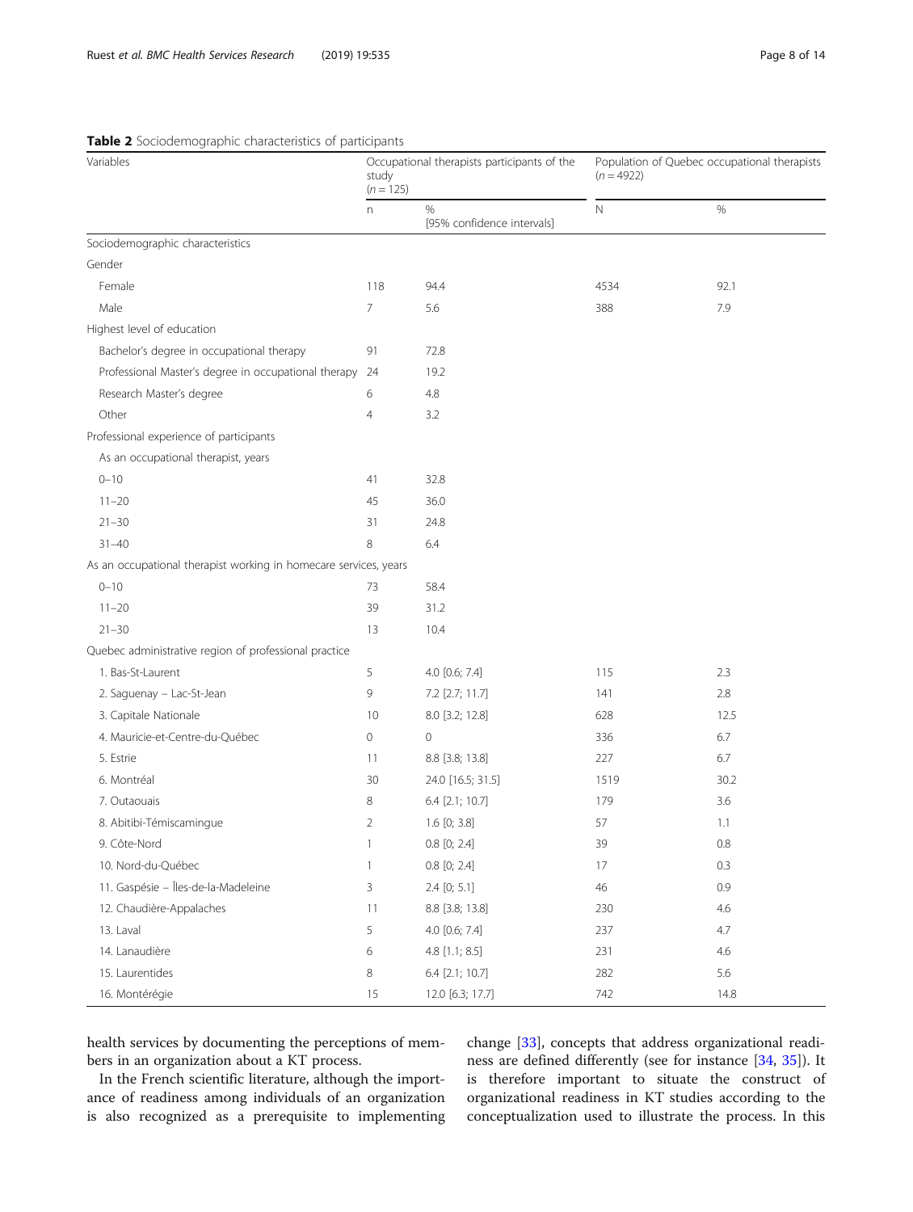**Table 2** Sociodemographic characteristics of participants

| Variables | Occupational therapists participants of the study (*n* = 125) | | Population of Quebec occupational therapists (*n* = 4922) | |
|---|---|---|---|---|
| | n | % [95% confidence intervals] | N | % |
| Sociodemographic characteristics | | | | |
| Gender | | | | |
| Female | 118 | 94.4 | 4534 | 92.1 |
| Male | 7 | 5.6 | 388 | 7.9 |
| Highest level of education | | | | |
| Bachelor's degree in occupational therapy | 91 | 72.8 | | |
| Professional Master's degree in occupational therapy | 24 | 19.2 | | |
| Research Master's degree | 6 | 4.8 | | |
| Other | 4 | 3.2 | | |
| Professional experience of participants | | | | |
| As an occupational therapist, years | | | | |
| 0–10 | 41 | 32.8 | | |
| 11–20 | 45 | 36.0 | | |
| 21–30 | 31 | 24.8 | | |
| 31–40 | 8 | 6.4 | | |
| As an occupational therapist working in homecare services, years | | | | |
| 0–10 | 73 | 58.4 | | |
| 11–20 | 39 | 31.2 | | |
| 21–30 | 13 | 10.4 | | |
| Quebec administrative region of professional practice | | | | |
| 1. Bas-St-Laurent | 5 | 4.0 [0.6; 7.4] | 115 | 2.3 |
| 2. Saguenay – Lac-St-Jean | 9 | 7.2 [2.7; 11.7] | 141 | 2.8 |
| 3. Capitale Nationale | 10 | 8.0 [3.2; 12.8] | 628 | 12.5 |
| 4. Mauricie-et-Centre-du-Québec | 0 | 0 | 336 | 6.7 |
| 5. Estrie | 11 | 8.8 [3.8; 13.8] | 227 | 6.7 |
| 6. Montréal | 30 | 24.0 [16.5; 31.5] | 1519 | 30.2 |
| 7. Outaouais | 8 | 6.4 [2.1; 10.7] | 179 | 3.6 |
| 8. Abitibi-Témiscamingue | 2 | 1.6 [0; 3.8] | 57 | 1.1 |
| 9. Côte-Nord | 1 | 0.8 [0; 2.4] | 39 | 0.8 |
| 10. Nord-du-Québec | 1 | 0.8 [0; 2.4] | 17 | 0.3 |
| 11. Gaspésie – Îles-de-la-Madeleine | 3 | 2.4 [0; 5.1] | 46 | 0.9 |
| 12. Chaudière-Appalaches | 11 | 8.8 [3.8; 13.8] | 230 | 4.6 |
| 13. Laval | 5 | 4.0 [0.6; 7.4] | 237 | 4.7 |
| 14. Lanaudière | 6 | 4.8 [1.1; 8.5] | 231 | 4.6 |
| 15. Laurentides | 8 | 6.4 [2.1; 10.7] | 282 | 5.6 |
| 16. Montérégie | 15 | 12.0 [6.3; 17.7] | 742 | 14.8 |

health services by documenting the perceptions of members in an organization about a KT process.

In the French scientific literature, although the importance of readiness among individuals of an organization is also recognized as a prerequisite to implementing change [33], concepts that address organizational readiness are defined differently (see for instance [34, 35]). It is therefore important to situate the construct of organizational readiness in KT studies according to the conceptualization used to illustrate the process. In this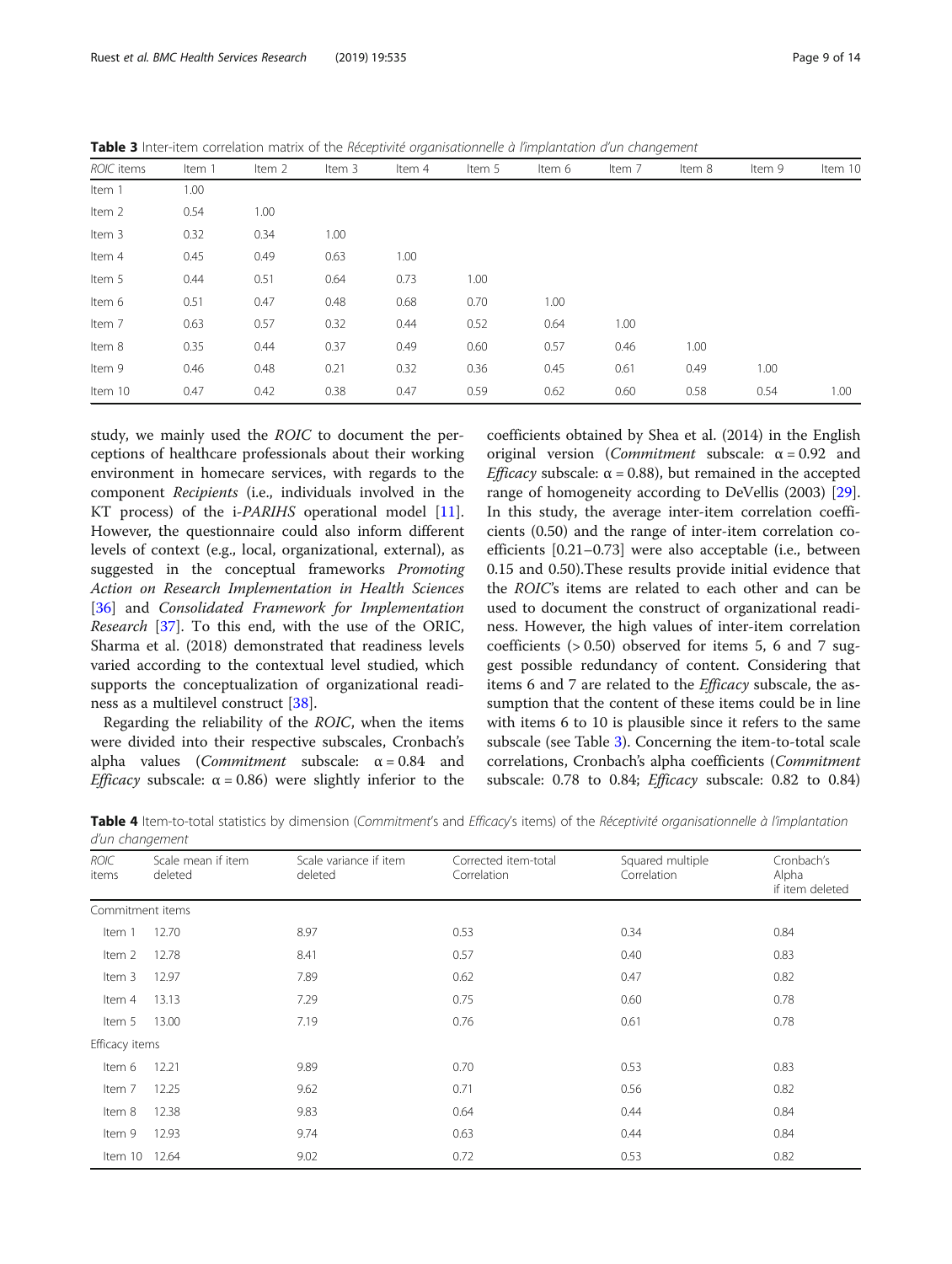**Table 3** Inter-item correlation matrix of the *Réceptivité organisationnelle à l'implantation d'un changement*

| *ROIC* items | Item 1 | Item 2 | Item 3 | Item 4 | Item 5 | Item 6 | Item 7 | Item 8 | Item 9 | Item 10 |
|---|---|---|---|---|---|---|---|---|---|---|
| Item 1 | 1.00 | | | | | | | | | |
| Item 2 | 0.54 | 1.00 | | | | | | | | |
| Item 3 | 0.32 | 0.34 | 1.00 | | | | | | | |
| Item 4 | 0.45 | 0.49 | 0.63 | 1.00 | | | | | | |
| Item 5 | 0.44 | 0.51 | 0.64 | 0.73 | 1.00 | | | | | |
| Item 6 | 0.51 | 0.47 | 0.48 | 0.68 | 0.70 | 1.00 | | | | |
| Item 7 | 0.63 | 0.57 | 0.32 | 0.44 | 0.52 | 0.64 | 1.00 | | | |
| Item 8 | 0.35 | 0.44 | 0.37 | 0.49 | 0.60 | 0.57 | 0.46 | 1.00 | | |
| Item 9 | 0.46 | 0.48 | 0.21 | 0.32 | 0.36 | 0.45 | 0.61 | 0.49 | 1.00 | |
| Item 10 | 0.47 | 0.42 | 0.38 | 0.47 | 0.59 | 0.62 | 0.60 | 0.58 | 0.54 | 1.00 |

study, we mainly used the *ROIC* to document the perceptions of healthcare professionals about their working environment in homecare services, with regards to the component *Recipients* (i.e., individuals involved in the KT process) of the i-*PARIHS* operational model [11]. However, the questionnaire could also inform different levels of context (e.g., local, organizational, external), as suggested in the conceptual frameworks *Promoting Action on Research Implementation in Health Sciences* [36] and *Consolidated Framework for Implementation Research* [37]. To this end, with the use of the ORIC, Sharma et al. (2018) demonstrated that readiness levels varied according to the contextual level studied, which supports the conceptualization of organizational readiness as a multilevel construct [38].

Regarding the reliability of the *ROIC*, when the items were divided into their respective subscales, Cronbach's alpha values (*Commitment* subscale: $\alpha = 0.84$ and *Efficacy* subscale: $\alpha = 0.86$) were slightly inferior to the coefficients obtained by Shea et al. (2014) in the English original version (*Commitment* subscale: $\alpha = 0.92$ and *Efficacy* subscale: $\alpha = 0.88$), but remained in the accepted range of homogeneity according to DeVellis (2003) [29]. In this study, the average inter-item correlation coefficients (0.50) and the range of inter-item correlation coefficients [0.21–0.73] were also acceptable (i.e., between 0.15 and 0.50).These results provide initial evidence that the *ROIC*'s items are related to each other and can be used to document the construct of organizational readiness. However, the high values of inter-item correlation coefficients (> 0.50) observed for items 5, 6 and 7 suggest possible redundancy of content. Considering that items 6 and 7 are related to the *Efficacy* subscale, the assumption that the content of these items could be in line with items 6 to 10 is plausible since it refers to the same subscale (see Table 3). Concerning the item-to-total scale correlations, Cronbach's alpha coefficients (*Commitment* subscale: 0.78 to 0.84; *Efficacy* subscale: 0.82 to 0.84)

**Table 4** Item-to-total statistics by dimension (*Commitment*'s and *Efficacy*'s items) of the *Réceptivité organisationnelle à l'implantation d'un changement*

| *ROIC* items | Scale mean if item deleted | Scale variance if item deleted | Corrected item-total Correlation | Squared multiple Correlation | Cronbach's Alpha if item deleted |
|---|---|---|---|---|---|
| Commitment items | | | | | |
| Item 1 | 12.70 | 8.97 | 0.53 | 0.34 | 0.84 |
| Item 2 | 12.78 | 8.41 | 0.57 | 0.40 | 0.83 |
| Item 3 | 12.97 | 7.89 | 0.62 | 0.47 | 0.82 |
| Item 4 | 13.13 | 7.29 | 0.75 | 0.60 | 0.78 |
| Item 5 | 13.00 | 7.19 | 0.76 | 0.61 | 0.78 |
| Efficacy items | | | | | |
| Item 6 | 12.21 | 9.89 | 0.70 | 0.53 | 0.83 |
| Item 7 | 12.25 | 9.62 | 0.71 | 0.56 | 0.82 |
| Item 8 | 12.38 | 9.83 | 0.64 | 0.44 | 0.84 |
| Item 9 | 12.93 | 9.74 | 0.63 | 0.44 | 0.84 |
| Item 10 | 12.64 | 9.02 | 0.72 | 0.53 | 0.82 |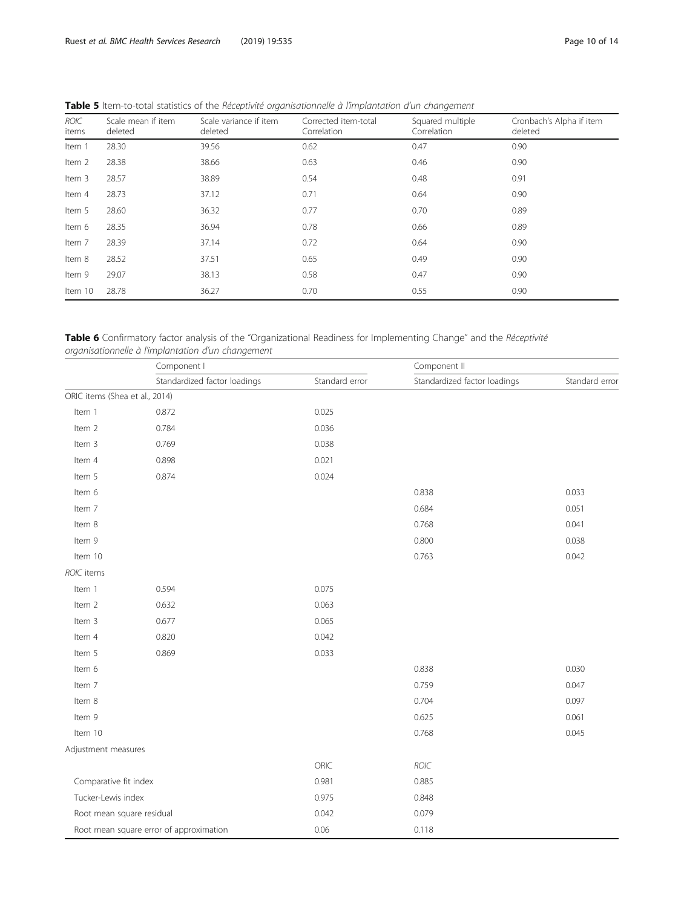**Table 5** Item-to-total statistics of the *Réceptivité organisationnelle à l'implantation d'un changement*

| *ROIC* items | Scale mean if item deleted | Scale variance if item deleted | Corrected item-total Correlation | Squared multiple Correlation | Cronbach's Alpha if item deleted |
|---|---|---|---|---|---|
| Item 1 | 28.30 | 39.56 | 0.62 | 0.47 | 0.90 |
| Item 2 | 28.38 | 38.66 | 0.63 | 0.46 | 0.90 |
| Item 3 | 28.57 | 38.89 | 0.54 | 0.48 | 0.91 |
| Item 4 | 28.73 | 37.12 | 0.71 | 0.64 | 0.90 |
| Item 5 | 28.60 | 36.32 | 0.77 | 0.70 | 0.89 |
| Item 6 | 28.35 | 36.94 | 0.78 | 0.66 | 0.89 |
| Item 7 | 28.39 | 37.14 | 0.72 | 0.64 | 0.90 |
| Item 8 | 28.52 | 37.51 | 0.65 | 0.49 | 0.90 |
| Item 9 | 29.07 | 38.13 | 0.58 | 0.47 | 0.90 |
| Item 10 | 28.78 | 36.27 | 0.70 | 0.55 | 0.90 |

**Table 6** Confirmatory factor analysis of the "Organizational Readiness for Implementing Change" and the *Réceptivité organisationnelle à l'implantation d'un changement*

| | Component I | | Component II | |
|---|---|---|---|---|
| | Standardized factor loadings | Standard error | Standardized factor loadings | Standard error |
| ORIC items (Shea et al., 2014) | | | | |
| Item 1 | 0.872 | 0.025 | | |
| Item 2 | 0.784 | 0.036 | | |
| Item 3 | 0.769 | 0.038 | | |
| Item 4 | 0.898 | 0.021 | | |
| Item 5 | 0.874 | 0.024 | | |
| Item 6 | | | 0.838 | 0.033 |
| Item 7 | | | 0.684 | 0.051 |
| Item 8 | | | 0.768 | 0.041 |
| Item 9 | | | 0.800 | 0.038 |
| Item 10 | | | 0.763 | 0.042 |
| *ROIC* items | | | | |
| Item 1 | 0.594 | 0.075 | | |
| Item 2 | 0.632 | 0.063 | | |
| Item 3 | 0.677 | 0.065 | | |
| Item 4 | 0.820 | 0.042 | | |
| Item 5 | 0.869 | 0.033 | | |
| Item 6 | | | 0.838 | 0.030 |
| Item 7 | | | 0.759 | 0.047 |
| Item 8 | | | 0.704 | 0.097 |
| Item 9 | | | 0.625 | 0.061 |
| Item 10 | | | 0.768 | 0.045 |
| Adjustment measures | | | | |
| | | ORIC | *ROIC* | |
| Comparative fit index | | 0.981 | 0.885 | |
| Tucker-Lewis index | | 0.975 | 0.848 | |
| Root mean square residual | | 0.042 | 0.079 | |
| Root mean square error of approximation | | 0.06 | 0.118 | |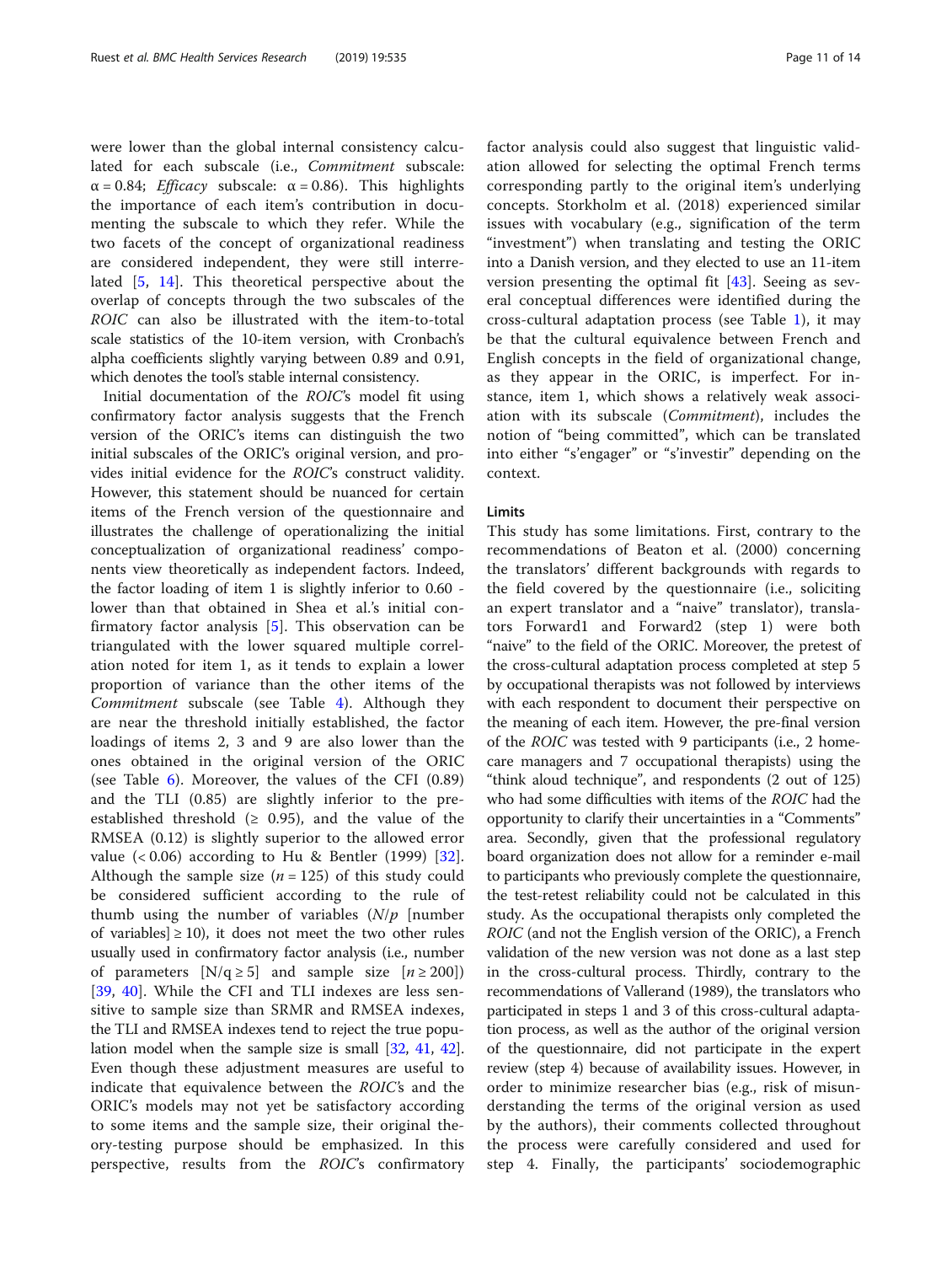were lower than the global internal consistency calculated for each subscale (i.e., *Commitment* subscale: $\alpha = 0.84$; *Efficacy* subscale: $\alpha = 0.86$). This highlights the importance of each item's contribution in documenting the subscale to which they refer. While the two facets of the concept of organizational readiness are considered independent, they were still interrelated [5, 14]. This theoretical perspective about the overlap of concepts through the two subscales of the *ROIC* can also be illustrated with the item-to-total scale statistics of the 10-item version, with Cronbach's alpha coefficients slightly varying between 0.89 and 0.91, which denotes the tool's stable internal consistency.

Initial documentation of the *ROIC*'s model fit using confirmatory factor analysis suggests that the French version of the ORIC's items can distinguish the two initial subscales of the ORIC's original version, and provides initial evidence for the *ROIC*'s construct validity. However, this statement should be nuanced for certain items of the French version of the questionnaire and illustrates the challenge of operationalizing the initial conceptualization of organizational readiness' components view theoretically as independent factors. Indeed, the factor loading of item 1 is slightly inferior to 0.60 - lower than that obtained in Shea et al.'s initial confirmatory factor analysis [5]. This observation can be triangulated with the lower squared multiple correlation noted for item 1, as it tends to explain a lower proportion of variance than the other items of the *Commitment* subscale (see Table 4). Although they are near the threshold initially established, the factor loadings of items 2, 3 and 9 are also lower than the ones obtained in the original version of the ORIC (see Table 6). Moreover, the values of the CFI (0.89) and the TLI (0.85) are slightly inferior to the pre-established threshold ($\geq$ 0.95), and the value of the RMSEA (0.12) is slightly superior to the allowed error value ($< 0.06$) according to Hu & Bentler (1999) [32]. Although the sample size ($n = 125$) of this study could be considered sufficient according to the rule of thumb using the number of variables ($N/p$ [number of variables] $\geq 10$), it does not meet the two other rules usually used in confirmatory factor analysis (i.e., number of parameters [$N/q \geq 5$] and sample size [$n \geq 200$]) [39, 40]. While the CFI and TLI indexes are less sensitive to sample size than SRMR and RMSEA indexes, the TLI and RMSEA indexes tend to reject the true population model when the sample size is small [32, 41, 42]. Even though these adjustment measures are useful to indicate that equivalence between the *ROIC*'s and the ORIC's models may not yet be satisfactory according to some items and the sample size, their original theory-testing purpose should be emphasized. In this perspective, results from the *ROIC*'s confirmatory factor analysis could also suggest that linguistic validation allowed for selecting the optimal French terms corresponding partly to the original item's underlying concepts. Storkholm et al. (2018) experienced similar issues with vocabulary (e.g., signification of the term "investment") when translating and testing the ORIC into a Danish version, and they elected to use an 11-item version presenting the optimal fit [43]. Seeing as several conceptual differences were identified during the cross-cultural adaptation process (see Table 1), it may be that the cultural equivalence between French and English concepts in the field of organizational change, as they appear in the ORIC, is imperfect. For instance, item 1, which shows a relatively weak association with its subscale (*Commitment*), includes the notion of "being committed", which can be translated into either "s'engager" or "s'investir" depending on the context.

## Limits

This study has some limitations. First, contrary to the recommendations of Beaton et al. (2000) concerning the translators' different backgrounds with regards to the field covered by the questionnaire (i.e., soliciting an expert translator and a "naive" translator), translators Forward1 and Forward2 (step 1) were both "naive" to the field of the ORIC. Moreover, the pretest of the cross-cultural adaptation process completed at step 5 by occupational therapists was not followed by interviews with each respondent to document their perspective on the meaning of each item. However, the pre-final version of the *ROIC* was tested with 9 participants (i.e., 2 homecare managers and 7 occupational therapists) using the "think aloud technique", and respondents (2 out of 125) who had some difficulties with items of the *ROIC* had the opportunity to clarify their uncertainties in a "Comments" area. Secondly, given that the professional regulatory board organization does not allow for a reminder e-mail to participants who previously complete the questionnaire, the test-retest reliability could not be calculated in this study. As the occupational therapists only completed the *ROIC* (and not the English version of the ORIC), a French validation of the new version was not done as a last step in the cross-cultural process. Thirdly, contrary to the recommendations of Vallerand (1989), the translators who participated in steps 1 and 3 of this cross-cultural adaptation process, as well as the author of the original version of the questionnaire, did not participate in the expert review (step 4) because of availability issues. However, in order to minimize researcher bias (e.g., risk of misunderstanding the terms of the original version as used by the authors), their comments collected throughout the process were carefully considered and used for step 4. Finally, the participants' sociodemographic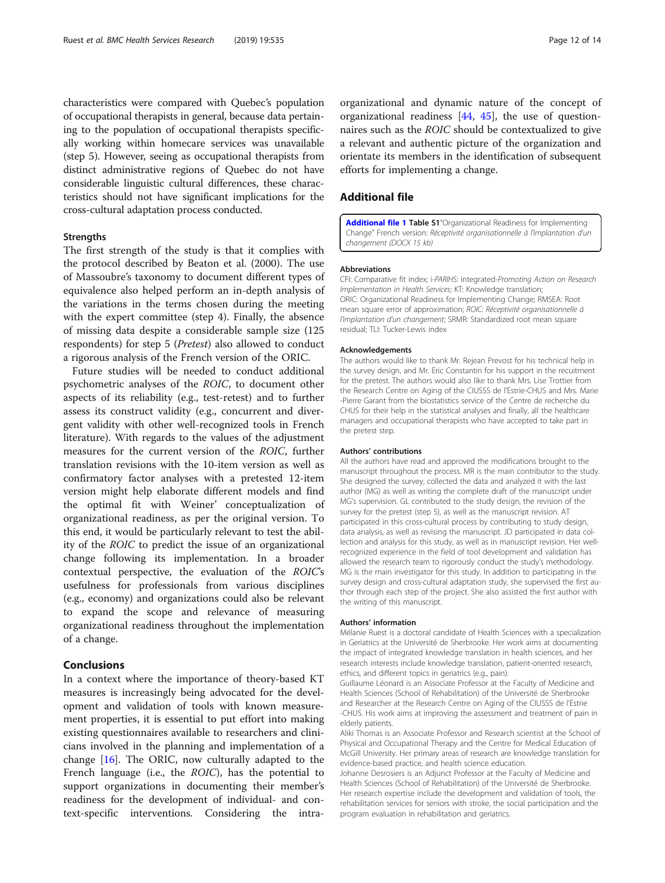characteristics were compared with Quebec's population of occupational therapists in general, because data pertaining to the population of occupational therapists specifically working within homecare services was unavailable (step 5). However, seeing as occupational therapists from distinct administrative regions of Quebec do not have considerable linguistic cultural differences, these characteristics should not have significant implications for the cross-cultural adaptation process conducted.

### Strengths

The first strength of the study is that it complies with the protocol described by Beaton et al. (2000). The use of Massoubre's taxonomy to document different types of equivalence also helped perform an in-depth analysis of the variations in the terms chosen during the meeting with the expert committee (step 4). Finally, the absence of missing data despite a considerable sample size (125 respondents) for step 5 (*Pretest*) also allowed to conduct a rigorous analysis of the French version of the ORIC.

Future studies will be needed to conduct additional psychometric analyses of the *ROIC*, to document other aspects of its reliability (e.g., test-retest) and to further assess its construct validity (e.g., concurrent and divergent validity with other well-recognized tools in French literature). With regards to the values of the adjustment measures for the current version of the *ROIC*, further translation revisions with the 10-item version as well as confirmatory factor analyses with a pretested 12-item version might help elaborate different models and find the optimal fit with Weiner' conceptualization of organizational readiness, as per the original version. To this end, it would be particularly relevant to test the ability of the *ROIC* to predict the issue of an organizational change following its implementation. In a broader contextual perspective, the evaluation of the *ROIC*'s usefulness for professionals from various disciplines (e.g., economy) and organizations could also be relevant to expand the scope and relevance of measuring organizational readiness throughout the implementation of a change.

## Conclusions

In a context where the importance of theory-based KT measures is increasingly being advocated for the development and validation of tools with known measurement properties, it is essential to put effort into making existing questionnaires available to researchers and clinicians involved in the planning and implementation of a change [16]. The ORIC, now culturally adapted to the French language (i.e., the *ROIC*), has the potential to support organizations in documenting their member's readiness for the development of individual- and context-specific interventions. Considering the intra-organizational and dynamic nature of the concept of organizational readiness [44, 45], the use of questionnaires such as the *ROIC* should be contextualized to give a relevant and authentic picture of the organization and orientate its members in the identification of subsequent efforts for implementing a change.

## Additional file

**Additional file 1 Table S1**"Organizational Readiness for Implementing Change" French version: *Réceptivité organisationnelle à l'implantation d'un changement* (DOCX 15 kb)

#### Abbreviations

CFI: Comparative fit index; i-*PARIHS*: integrated-*Promoting Action on Research Implementation in Health Services*; KT: Knowledge translation; ORIC: Organizational Readiness for Implementing Change; RMSEA: Root mean square error of approximation; *ROIC: Réceptivité organisationnelle à l'implantation d'un changement*; SRMR: Standardized root mean square residual; TLI: Tucker-Lewis index

#### Acknowledgements

The authors would like to thank Mr. Rejean Prevost for his technical help in the survey design, and Mr. Eric Constantin for his support in the recuitment for the pretest. The authors would also like to thank Mrs. Lise Trottier from the Research Centre on Aging of the CIUSSS de l'Estrie-CHUS and Mrs. Marie-Pierre Garant from the biostatistics service of the Centre de recherche du CHUS for their help in the statistical analyses and finally, all the healthcare managers and occupational therapists who have accepted to take part in the pretest step.

#### Authors' contributions

All the authors have read and approved the modifications brought to the manuscript throughout the process. MR is the main contributor to the study. She designed the survey, collected the data and analyzed it with the last author (MG) as well as writing the complete draft of the manuscript under MG's supervision. GL contributed to the study design, the revision of the survey for the pretest (step 5), as well as the manuscript revision. AT participated in this cross-cultural process by contributing to study design, data analysis, as well as revising the manuscript. JD participated in data collection and analysis for this study, as well as in manuscript revision. Her well-recognized experience in the field of tool development and validation has allowed the research team to rigorously conduct the study's methodology. MG is the main investigator for this study. In addition to participating in the survey design and cross-cultural adaptation study, she supervised the first author through each step of the project. She also assisted the first author with the writing of this manuscript.

#### Authors' information

Mélanie Ruest is a doctoral candidate of Health Sciences with a specialization in Geriatrics at the Université de Sherbrooke. Her work aims at documenting the impact of integrated knowledge translation in health sciences, and her research interests include knowledge translation, patient-oriented research, ethics, and different topics in geriatrics (e.g., pain).

Guillaume Léonard is an Associate Professor at the Faculty of Medicine and Health Sciences (School of Rehabilitation) of the Université de Sherbrooke and Researcher at the Research Centre on Aging of the CIUSSS de l'Estrie-CHUS. His work aims at improving the assessment and treatment of pain in elderly patients.

Aliki Thomas is an Associate Professor and Research scientist at the School of Physical and Occupational Therapy and the Centre for Medical Education of McGill University. Her primary areas of research are knowledge translation for evidence-based practice, and health science education.

Johanne Desrosiers is an Adjunct Professor at the Faculty of Medicine and Health Sciences (School of Rehabilitation) of the Université de Sherbrooke. Her research expertise include the development and validation of tools, the rehabilitation services for seniors with stroke, the social participation and the program evaluation in rehabilitation and geriatrics.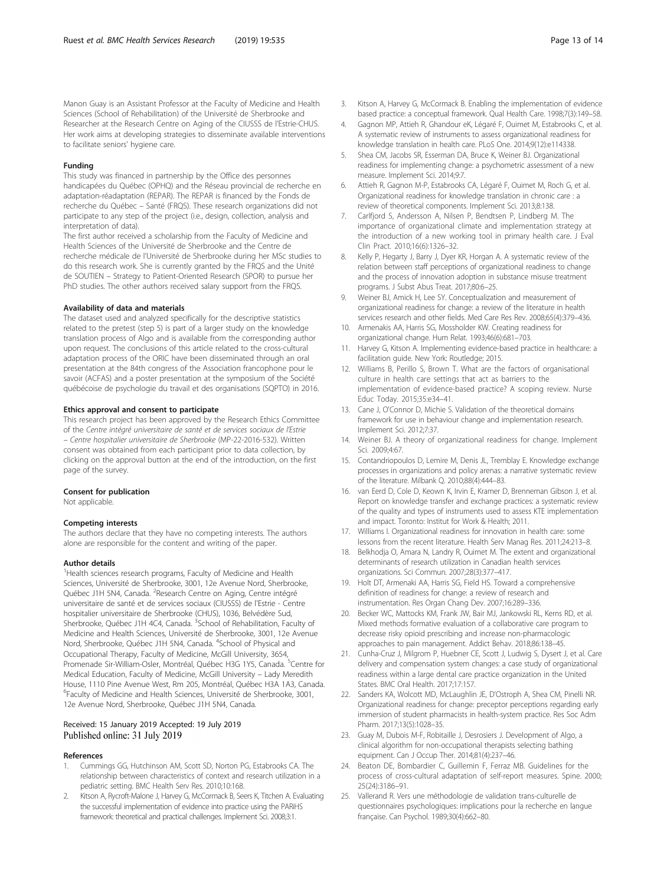Manon Guay is an Assistant Professor at the Faculty of Medicine and Health Sciences (School of Rehabilitation) of the Université de Sherbrooke and Researcher at the Research Centre on Aging of the CIUSSS de l'Estrie-CHUS. Her work aims at developing strategies to disseminate available interventions to facilitate seniors' hygiene care.

#### Funding

This study was financed in partnership by the Office des personnes handicapées du Québec (OPHQ) and the Réseau provincial de recherche en adaptation-réadaptation (REPAR). The REPAR is financed by the Fonds de recherche du Québec – Santé (FRQS). These research organizations did not participate to any step of the project (i.e., design, collection, analysis and interpretation of data).

The first author received a scholarship from the Faculty of Medicine and Health Sciences of the Université de Sherbrooke and the Centre de recherche médicale de l'Université de Sherbrooke during her MSc studies to do this research work. She is currently granted by the FRQS and the Unité de SOUTIEN – Strategy to Patient-Oriented Research (SPOR) to pursue her PhD studies. The other authors received salary support from the FRQS.

#### Availability of data and materials

The dataset used and analyzed specifically for the descriptive statistics related to the pretest (step 5) is part of a larger study on the knowledge translation process of Algo and is available from the corresponding author upon request. The conclusions of this article related to the cross-cultural adaptation process of the ORIC have been disseminated through an oral presentation at the 84th congress of the Association francophone pour le savoir (ACFAS) and a poster presentation at the symposium of the Société québécoise de psychologie du travail et des organisations (SQPTO) in 2016.

#### Ethics approval and consent to participate

This research project has been approved by the Research Ethics Committee of the *Centre intégré universitaire de santé et de services sociaux de l'Estrie – Centre hospitalier universitaire de Sherbrooke* (MP-22-2016-532). Written consent was obtained from each participant prior to data collection, by clicking on the approval button at the end of the introduction, on the first page of the survey.

#### Consent for publication

Not applicable.

#### Competing interests

The authors declare that they have no competing interests. The authors alone are responsible for the content and writing of the paper.

#### Author details

[1]Health sciences research programs, Faculty of Medicine and Health Sciences, Université de Sherbrooke, 3001, 12e Avenue Nord, Sherbrooke, Québec J1H 5N4, Canada. [2]Research Centre on Aging, Centre intégré universitaire de santé et de services sociaux (CIUSSS) de l'Estrie - Centre hospitalier universitaire de Sherbrooke (CHUS), 1036, Belvédère Sud, Sherbrooke, Québec J1H 4C4, Canada. [3]School of Rehabilitation, Faculty of Medicine and Health Sciences, Université de Sherbrooke, 3001, 12e Avenue Nord, Sherbrooke, Québec J1H 5N4, Canada. [4]School of Physical and Occupational Therapy, Faculty of Medicine, McGill University, 3654, Promenade Sir-William-Osler, Montréal, Québec H3G 1Y5, Canada. [5]Centre for Medical Education, Faculty of Medicine, McGill University – Lady Meredith House, 1110 Pine Avenue West, Rm 205, Montréal, Québec H3A 1A3, Canada. [6]Faculty of Medicine and Health Sciences, Université de Sherbrooke, 3001, 12e Avenue Nord, Sherbrooke, Québec J1H 5N4, Canada.

Received: 15 January 2019 Accepted: 19 July 2019
Published online: 31 July 2019

#### References

1. Cummings GG, Hutchinson AM, Scott SD, Norton PG, Estabrooks CA. The relationship between characteristics of context and research utilization in a pediatric setting. BMC Health Serv Res. 2010;10:168.
2. Kitson A, Rycroft-Malone J, Harvey G, McCormack B, Seers K, Titchen A. Evaluating the successful implementation of evidence into practice using the PARiHS framework: theoretical and practical challenges. Implement Sci. 2008;3:1.
3. Kitson A, Harvey G, McCormack B. Enabling the implementation of evidence based practice: a conceptual framework. Qual Health Care. 1998;7(3):149–58.
4. Gagnon MP, Attieh R, Ghandour eK, Légaré F, Ouimet M, Estabrooks C, et al. A systematic review of instruments to assess organizational readiness for knowledge translation in health care. PLoS One. 2014;9(12):e114338.
5. Shea CM, Jacobs SR, Esserman DA, Bruce K, Weiner BJ. Organizational readiness for implementing change: a psychometric assessment of a new measure. Implement Sci. 2014;9:7.
6. Attieh R, Gagnon M-P, Estabrooks CA, Légaré F, Ouimet M, Roch G, et al. Organizational readiness for knowledge translation in chronic care : a review of theoretical components. Implement Sci. 2013;8:138.
7. Carlfjord S, Andersson A, Nilsen P, Bendtsen P, Lindberg M. The importance of organizational climate and implementation strategy at the introduction of a new working tool in primary health care. J Eval Clin Pract. 2010;16(6):1326–32.
8. Kelly P, Hegarty J, Barry J, Dyer KR, Horgan A. A systematic review of the relation between staff perceptions of organizational readiness to change and the process of innovation adoption in substance misuse treatment programs. J Subst Abus Treat. 2017;80:6–25.
9. Weiner BJ, Amick H, Lee SY. Conceptualization and measurement of organizational readiness for change: a review of the literature in health services research and other fields. Med Care Res Rev. 2008;65(4):379–436.
10. Armenakis AA, Harris SG, Mossholder KW. Creating readiness for organizational change. Hum Relat. 1993;46(6):681–703.
11. Harvey G, Kitson A. Implementing evidence-based practice in healthcare: a facilitation guide. New York: Routledge; 2015.
12. Williams B, Perillo S, Brown T. What are the factors of organisational culture in health care settings that act as barriers to the implementation of evidence-based practice? A scoping review. Nurse Educ Today. 2015;35:e34–41.
13. Cane J, O'Connor D, Michie S. Validation of the theoretical domains framework for use in behaviour change and implementation research. Implement Sci. 2012;7:37.
14. Weiner BJ. A theory of organizational readiness for change. Implement Sci. 2009;4:67.
15. Contandriopoulos D, Lemire M, Denis JL, Tremblay E. Knowledge exchange processes in organizations and policy arenas: a narrative systematic review of the literature. Milbank Q. 2010;88(4):444–83.
16. van Eerd D, Cole D, Keown K, Irvin E, Kramer D, Brenneman Gibson J, et al. Report on knowledge transfer and exchange practices: a systematic review of the quality and types of instruments used to assess KTE implementation and impact. Toronto: Institut for Work & Health; 2011.
17. Williams I. Organizational readiness for innovation in health care: some lessons from the recent literature. Health Serv Manag Res. 2011;24:213–8.
18. Belkhodja O, Amara N, Landry R, Ouimet M. The extent and organizational determinants of research utilization in Canadian health services organizations. Sci Commun. 2007;28(3):377–417.
19. Holt DT, Armenaki AA, Harris SG, Field HS. Toward a comprehensive definition of readiness for change: a review of research and instrumentation. Res Organ Chang Dev. 2007;16:289–336.
20. Becker WC, Mattocks KM, Frank JW, Bair MJ, Jankowski RL, Kerns RD, et al. Mixed methods formative evaluation of a collaborative care program to decrease risky opioid prescribing and increase non-pharmacologic approaches to pain management. Addict Behav. 2018;86:138–45.
21. Cunha-Cruz J, Milgrom P, Huebner CE, Scott J, Ludwig S, Dysert J, et al. Care delivery and compensation system changes: a case study of organizational readiness within a large dental care practice organization in the United States. BMC Oral Health. 2017;17:157.
22. Sanders KA, Wolcott MD, McLaughlin JE, D'Ostroph A, Shea CM, Pinelli NR. Organizational readiness for change: preceptor perceptions regarding early immersion of student pharmacists in health-system practice. Res Soc Adm Pharm. 2017;13(5):1028–35.
23. Guay M, Dubois M-F, Robitaille J, Desrosiers J. Development of Algo, a clinical algorithm for non-occupational therapists selecting bathing equipment. Can J Occup Ther. 2014;81(4):237–46.
24. Beaton DE, Bombardier C, Guillemin F, Ferraz MB. Guidelines for the process of cross-cultural adaptation of self-report measures. Spine. 2000; 25(24):3186–91.
25. Vallerand R. Vers une méthodologie de validation trans-culturelle de questionnaires psychologiques: implications pour la recherche en langue française. Can Psychol. 1989;30(4):662–80.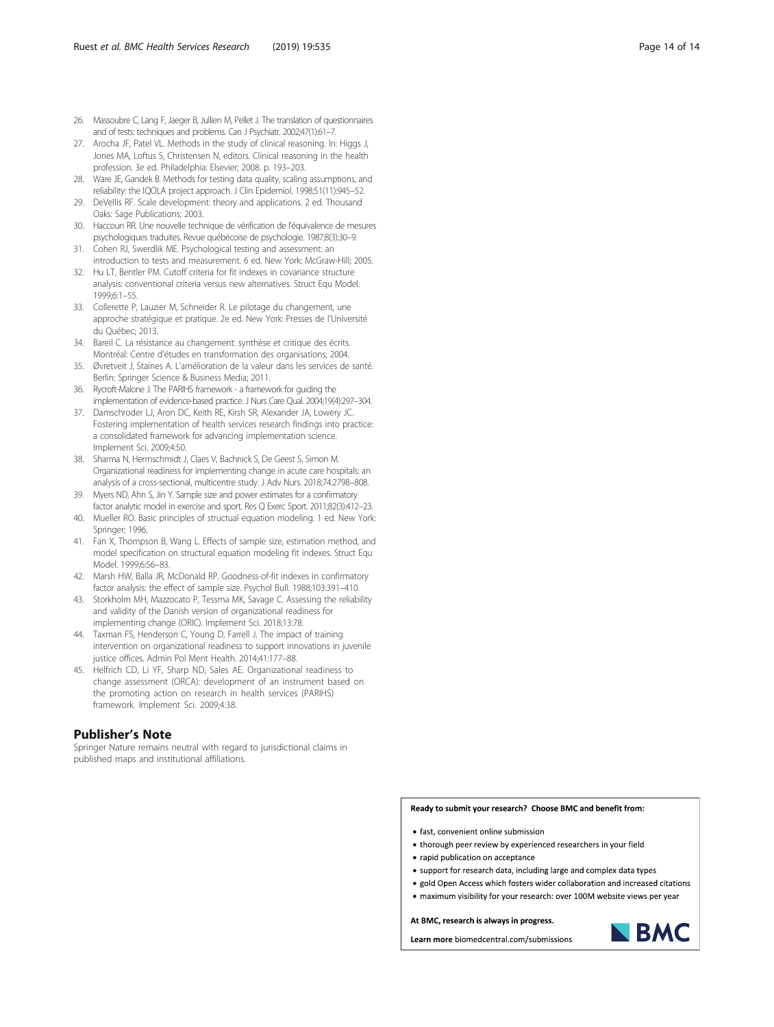26. Massoubre C, Lang F, Jaeger B, Jullien M, Pellet J. The translation of questionnaires and of tests: techniques and problems. Can J Psychiatr. 2002;47(1):61–7.
27. Arocha JF, Patel VL. Methods in the study of clinical reasoning. In: Higgs J, Jones MA, Loftus S, Christensen N, editors. Clinical reasoning in the health profession. 3e ed. Philadelphia: Elsevier; 2008. p. 193–203.
28. Ware JE, Gandek B. Methods for testing data quality, scaling assumptions, and reliability: the IQOLA project approach. J Clin Epidemiol. 1998;51(11):945–52.
29. DeVellis RF. Scale development: theory and applications. 2 ed. Thousand Oaks: Sage Publications; 2003.
30. Haccoun RR. Une nouvelle technique de vérification de l'équivalence de mesures psychologiques traduites. Revue québécoise de psychologie. 1987;8(3):30–9.
31. Cohen RJ, Swerdlik ME. Psychological testing and assessment: an introduction to tests and measurement. 6 ed. New York: McGraw-Hill; 2005.
32. Hu LT, Bentler PM. Cutoff criteria for fit indexes in covariance structure analysis: conventional criteria versus new alternatives. Struct Equ Model. 1999;6:1–55.
33. Collerette P, Lauzier M, Schneider R. Le pilotage du changement, une approche stratégique et pratique. 2e ed. New York: Presses de l'Université du Québec; 2013.
34. Bareil C. La résistance au changement: synthèse et critique des écrits. Montréal: Centre d'études en transformation des organisations; 2004.
35. Øvretveit J, Staines A. L'amélioration de la valeur dans les services de santé. Berlin: Springer Science & Business Media; 2011.
36. Rycroft-Malone J. The PARIHS framework - a framework for guiding the implementation of evidence-based practice. J Nurs Care Qual. 2004;19(4):297–304.
37. Damschroder LJ, Aron DC, Keith RE, Kirsh SR, Alexander JA, Lowery JC. Fostering implementation of health services research findings into practice: a consolidated framework for advancing implementation science. Implement Sci. 2009;4:50.
38. Sharma N, Herrnschmidt J, Claes V, Bachnick S, De Geest S, Simon M. Organizational readiness for implementing change in acute care hospitals: an analysis of a cross-sectional, multicentre study. J Adv Nurs. 2018;74:2798–808.
39. Myers ND, Ahn S, Jin Y. Sample size and power estimates for a confirmatory factor analytic model in exercise and sport. Res Q Exerc Sport. 2011;82(3):412–23.
40. Mueller RO. Basic principles of structural equation modeling. 1 ed. New York: Springer; 1996.
41. Fan X, Thompson B, Wang L. Effects of sample size, estimation method, and model specification on structural equation modeling fit indexes. Struct Equ Model. 1999;6:56–83.
42. Marsh HW, Balla JR, McDonald RP. Goodness-of-fit indexes in confirmatory factor analysis: the effect of sample size. Psychol Bull. 1988;103:391–410.
43. Storkholm MH, Mazzocato P, Tessma MK, Savage C. Assessing the reliability and validity of the Danish version of organizational readiness for implementing change (ORIC). Implement Sci. 2018;13:78.
44. Taxman FS, Henderson C, Young D, Farrell J. The impact of training intervention on organizational readiness to support innovations in juvenile justice offices. Admin Pol Ment Health. 2014;41:177–88.
45. Helfrich CD, Li YF, Sharp ND, Sales AE. Organizational readiness to change assessment (ORCA): development of an instrument based on the promoting action on research in health services (PARIHS) framework. Implement Sci. 2009;4:38.

## Publisher's Note

Springer Nature remains neutral with regard to jurisdictional claims in published maps and institutional affiliations.

**Ready to submit your research? Choose BMC and benefit from:**

- fast, convenient online submission
- thorough peer review by experienced researchers in your field
- rapid publication on acceptance
- support for research data, including large and complex data types
- gold Open Access which fosters wider collaboration and increased citations
- maximum visibility for your research: over 100M website views per year

**At BMC, research is always in progress.**

**Learn more** biomedcentral.com/submissions

BMC